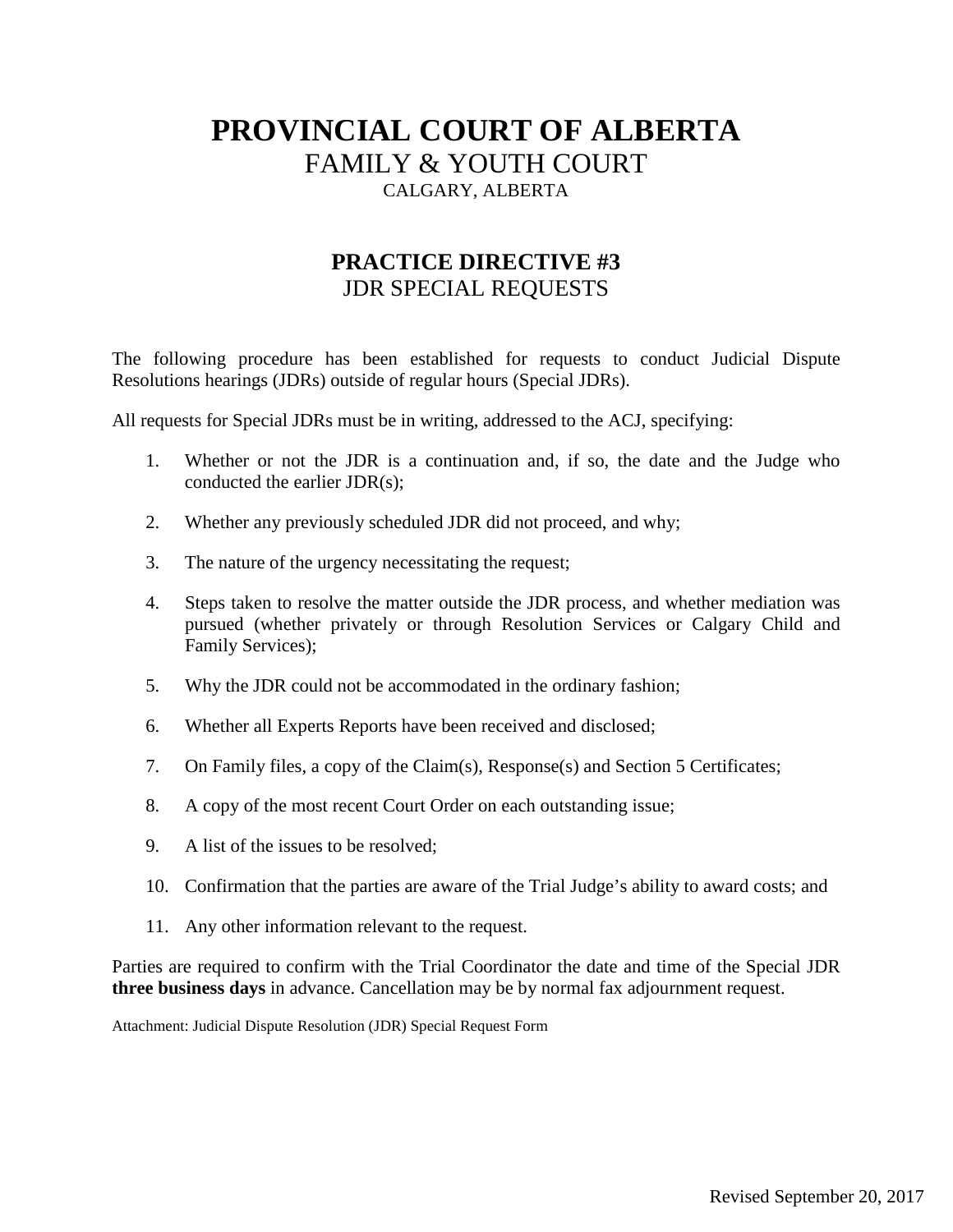# PROVINCIAL COURT OF ALBERTA

FAMILY & YOUTH COURT

CALGARY, ALBERTA

## PRACTICE DIRECTIVE #3

JDR SPECIAL REQUESTS

The following procedure has been established for requests to conduct Judicial Dispute Resolutions hearings (JDRs) outside of regular hours (Special JDRs).

All requests for Special JDRs must be in writing, addressed to the ACJ, specifying:

1. Whether or not the JDR is a continuation and, if so, the date and the Judge who conducted the earlier JDR(s);
2. Whether any previously scheduled JDR did not proceed, and why;
3. The nature of the urgency necessitating the request;
4. Steps taken to resolve the matter outside the JDR process, and whether mediation was pursued (whether privately or through Resolution Services or Calgary Child and Family Services);
5. Why the JDR could not be accommodated in the ordinary fashion;
6. Whether all Experts Reports have been received and disclosed;
7. On Family files, a copy of the Claim(s), Response(s) and Section 5 Certificates;
8. A copy of the most recent Court Order on each outstanding issue;
9. A list of the issues to be resolved;
10. Confirmation that the parties are aware of the Trial Judge's ability to award costs; and
11. Any other information relevant to the request.

Parties are required to confirm with the Trial Coordinator the date and time of the Special JDR **three business days** in advance. Cancellation may be by normal fax adjournment request.

Attachment: Judicial Dispute Resolution (JDR) Special Request Form

Revised September 20, 2017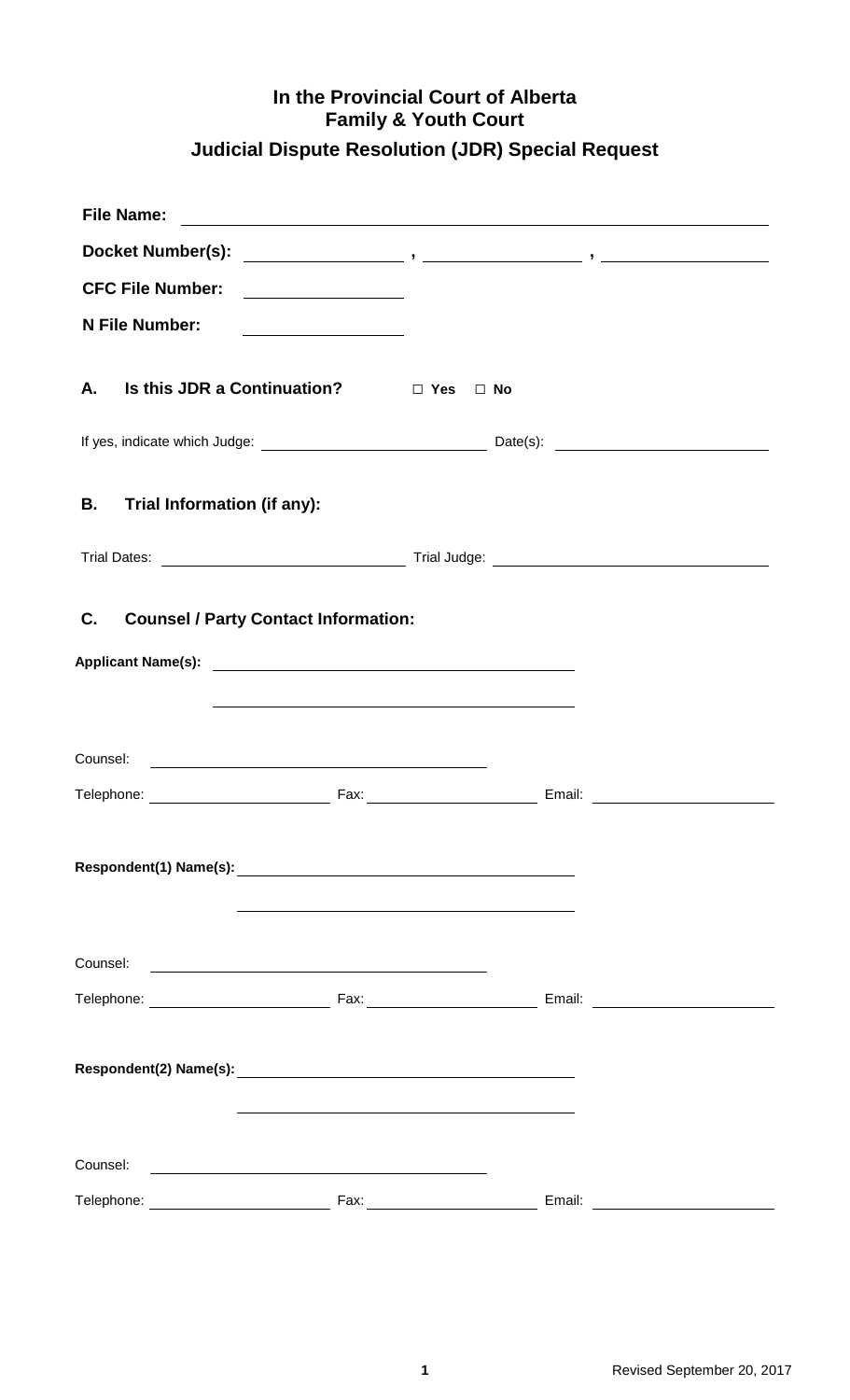# In the Provincial Court of Alberta
## Family & Youth Court
## Judicial Dispute Resolution (JDR) Special Request

**File Name:** ____________________

**Docket Number(s):** ____________________ , ____________________ , ____________________

**CFC File Number:** ____________________

**N File Number:** ____________________

### A. Is this JDR a Continuation? ☐ Yes ☐ No

If yes, indicate which Judge: ____________________ Date(s): ____________________

### B. Trial Information (if any):

Trial Dates: ____________________ Trial Judge: ____________________

### C. Counsel / Party Contact Information:

**Applicant Name(s):** ____________________

____________________

Counsel: ____________________

Telephone: ____________________ Fax: ____________________ Email: ____________________

**Respondent(1) Name(s):** ____________________

____________________

Counsel: ____________________

Telephone: ____________________ Fax: ____________________ Email: ____________________

**Respondent(2) Name(s):** ____________________

____________________

Counsel: ____________________

Telephone: ____________________ Fax: ____________________ Email: ____________________

Revised September 20, 2017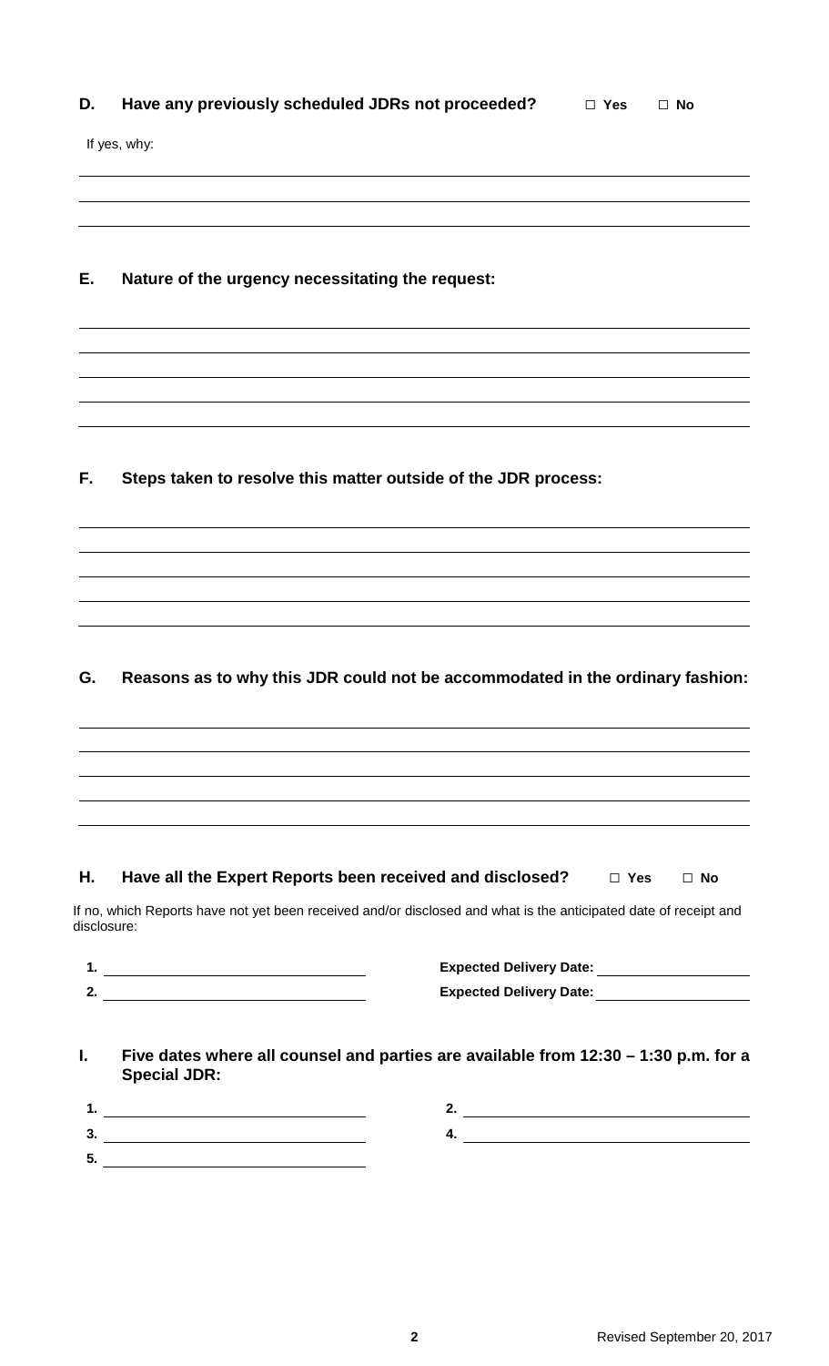**D. Have any previously scheduled JDRs not proceeded?** ☐ **Yes** ☐ **No**

If yes, why:

\_\_\_\_\_\_\_\_\_\_\_\_\_\_\_\_\_\_\_\_\_\_\_\_\_\_\_\_\_\_\_\_\_\_\_\_\_\_\_\_\_\_\_\_\_\_\_\_\_\_\_\_\_\_\_\_\_\_\_\_

\_\_\_\_\_\_\_\_\_\_\_\_\_\_\_\_\_\_\_\_\_\_\_\_\_\_\_\_\_\_\_\_\_\_\_\_\_\_\_\_\_\_\_\_\_\_\_\_\_\_\_\_\_\_\_\_\_\_\_\_

\_\_\_\_\_\_\_\_\_\_\_\_\_\_\_\_\_\_\_\_\_\_\_\_\_\_\_\_\_\_\_\_\_\_\_\_\_\_\_\_\_\_\_\_\_\_\_\_\_\_\_\_\_\_\_\_\_\_\_\_

**E. Nature of the urgency necessitating the request:**

\_\_\_\_\_\_\_\_\_\_\_\_\_\_\_\_\_\_\_\_\_\_\_\_\_\_\_\_\_\_\_\_\_\_\_\_\_\_\_\_\_\_\_\_\_\_\_\_\_\_\_\_\_\_\_\_\_\_\_\_

\_\_\_\_\_\_\_\_\_\_\_\_\_\_\_\_\_\_\_\_\_\_\_\_\_\_\_\_\_\_\_\_\_\_\_\_\_\_\_\_\_\_\_\_\_\_\_\_\_\_\_\_\_\_\_\_\_\_\_\_

\_\_\_\_\_\_\_\_\_\_\_\_\_\_\_\_\_\_\_\_\_\_\_\_\_\_\_\_\_\_\_\_\_\_\_\_\_\_\_\_\_\_\_\_\_\_\_\_\_\_\_\_\_\_\_\_\_\_\_\_

\_\_\_\_\_\_\_\_\_\_\_\_\_\_\_\_\_\_\_\_\_\_\_\_\_\_\_\_\_\_\_\_\_\_\_\_\_\_\_\_\_\_\_\_\_\_\_\_\_\_\_\_\_\_\_\_\_\_\_\_

\_\_\_\_\_\_\_\_\_\_\_\_\_\_\_\_\_\_\_\_\_\_\_\_\_\_\_\_\_\_\_\_\_\_\_\_\_\_\_\_\_\_\_\_\_\_\_\_\_\_\_\_\_\_\_\_\_\_\_\_

**F. Steps taken to resolve this matter outside of the JDR process:**

\_\_\_\_\_\_\_\_\_\_\_\_\_\_\_\_\_\_\_\_\_\_\_\_\_\_\_\_\_\_\_\_\_\_\_\_\_\_\_\_\_\_\_\_\_\_\_\_\_\_\_\_\_\_\_\_\_\_\_\_

\_\_\_\_\_\_\_\_\_\_\_\_\_\_\_\_\_\_\_\_\_\_\_\_\_\_\_\_\_\_\_\_\_\_\_\_\_\_\_\_\_\_\_\_\_\_\_\_\_\_\_\_\_\_\_\_\_\_\_\_

\_\_\_\_\_\_\_\_\_\_\_\_\_\_\_\_\_\_\_\_\_\_\_\_\_\_\_\_\_\_\_\_\_\_\_\_\_\_\_\_\_\_\_\_\_\_\_\_\_\_\_\_\_\_\_\_\_\_\_\_

\_\_\_\_\_\_\_\_\_\_\_\_\_\_\_\_\_\_\_\_\_\_\_\_\_\_\_\_\_\_\_\_\_\_\_\_\_\_\_\_\_\_\_\_\_\_\_\_\_\_\_\_\_\_\_\_\_\_\_\_

\_\_\_\_\_\_\_\_\_\_\_\_\_\_\_\_\_\_\_\_\_\_\_\_\_\_\_\_\_\_\_\_\_\_\_\_\_\_\_\_\_\_\_\_\_\_\_\_\_\_\_\_\_\_\_\_\_\_\_\_

**G. Reasons as to why this JDR could not be accommodated in the ordinary fashion:**

\_\_\_\_\_\_\_\_\_\_\_\_\_\_\_\_\_\_\_\_\_\_\_\_\_\_\_\_\_\_\_\_\_\_\_\_\_\_\_\_\_\_\_\_\_\_\_\_\_\_\_\_\_\_\_\_\_\_\_\_

\_\_\_\_\_\_\_\_\_\_\_\_\_\_\_\_\_\_\_\_\_\_\_\_\_\_\_\_\_\_\_\_\_\_\_\_\_\_\_\_\_\_\_\_\_\_\_\_\_\_\_\_\_\_\_\_\_\_\_\_

\_\_\_\_\_\_\_\_\_\_\_\_\_\_\_\_\_\_\_\_\_\_\_\_\_\_\_\_\_\_\_\_\_\_\_\_\_\_\_\_\_\_\_\_\_\_\_\_\_\_\_\_\_\_\_\_\_\_\_\_

\_\_\_\_\_\_\_\_\_\_\_\_\_\_\_\_\_\_\_\_\_\_\_\_\_\_\_\_\_\_\_\_\_\_\_\_\_\_\_\_\_\_\_\_\_\_\_\_\_\_\_\_\_\_\_\_\_\_\_\_

\_\_\_\_\_\_\_\_\_\_\_\_\_\_\_\_\_\_\_\_\_\_\_\_\_\_\_\_\_\_\_\_\_\_\_\_\_\_\_\_\_\_\_\_\_\_\_\_\_\_\_\_\_\_\_\_\_\_\_\_

**H. Have all the Expert Reports been received and disclosed?** ☐ **Yes** ☐ **No**

If no, which Reports have not yet been received and/or disclosed and what is the anticipated date of receipt and disclosure:

**1.** \_\_\_\_\_\_\_\_\_\_\_\_\_\_\_\_\_\_\_\_\_\_\_\_\_\_\_\_ **Expected Delivery Date:** \_\_\_\_\_\_\_\_\_\_\_\_\_\_\_\_\_\_

**2.** \_\_\_\_\_\_\_\_\_\_\_\_\_\_\_\_\_\_\_\_\_\_\_\_\_\_\_\_ **Expected Delivery Date:** \_\_\_\_\_\_\_\_\_\_\_\_\_\_\_\_\_\_

**I. Five dates where all counsel and parties are available from 12:30 – 1:30 p.m. for a Special JDR:**

**1.** \_\_\_\_\_\_\_\_\_\_\_\_\_\_\_\_\_\_\_\_\_\_\_\_\_\_\_\_ **2.** \_\_\_\_\_\_\_\_\_\_\_\_\_\_\_\_\_\_\_\_\_\_\_\_\_\_\_\_

**3.** \_\_\_\_\_\_\_\_\_\_\_\_\_\_\_\_\_\_\_\_\_\_\_\_\_\_\_\_ **4.** \_\_\_\_\_\_\_\_\_\_\_\_\_\_\_\_\_\_\_\_\_\_\_\_\_\_\_\_

**5.** \_\_\_\_\_\_\_\_\_\_\_\_\_\_\_\_\_\_\_\_\_\_\_\_\_\_\_\_

Revised September 20, 2017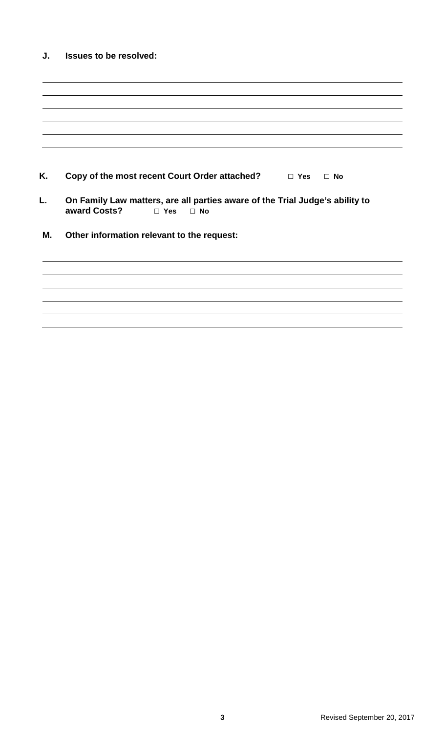**J. Issues to be resolved:**

______________________________________________________________________

______________________________________________________________________

______________________________________________________________________

______________________________________________________________________

______________________________________________________________________

______________________________________________________________________

**K. Copy of the most recent Court Order attached?** □ **Yes** □ **No**

**L. On Family Law matters, are all parties aware of the Trial Judge's ability to award Costs?** □ **Yes** □ **No**

**M. Other information relevant to the request:**

______________________________________________________________________

______________________________________________________________________

______________________________________________________________________

______________________________________________________________________

______________________________________________________________________

______________________________________________________________________

Revised September 20, 2017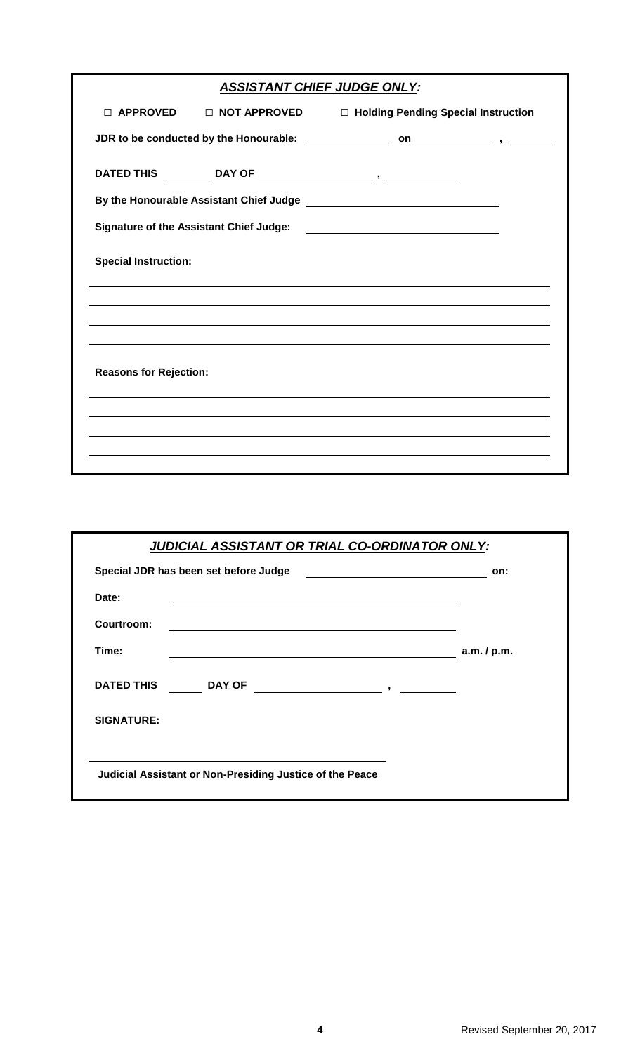## ***ASSISTANT CHIEF JUDGE ONLY:***

**□ APPROVED □ NOT APPROVED □ Holding Pending Special Instruction**

**JDR to be conducted by the Honourable:** ________________ **on** ________________ **,** ________

**DATED THIS** ________ **DAY OF** ____________________ **,** ____________

**By the Honourable Assistant Chief Judge** ________________________________

**Signature of the Assistant Chief Judge:** ________________________________

**Special Instruction:**

______________________________________________________________________________

______________________________________________________________________________

______________________________________________________________________________

______________________________________________________________________________

**Reasons for Rejection:**

______________________________________________________________________________

______________________________________________________________________________

______________________________________________________________________________

______________________________________________________________________________

## ***JUDICIAL ASSISTANT OR TRIAL CO-ORDINATOR ONLY:***

**Special JDR has been set before Judge** ________________________________ **on:**

**Date:** ________________________________________________

**Courtroom:** ________________________________________________

**Time:** ________________________________________________ **a.m. / p.m.**

**DATED THIS** ______ **DAY OF** ______________________ **,** __________

**SIGNATURE:**

________________________________________________

**Judicial Assistant or Non-Presiding Justice of the Peace**

Revised September 20, 2017